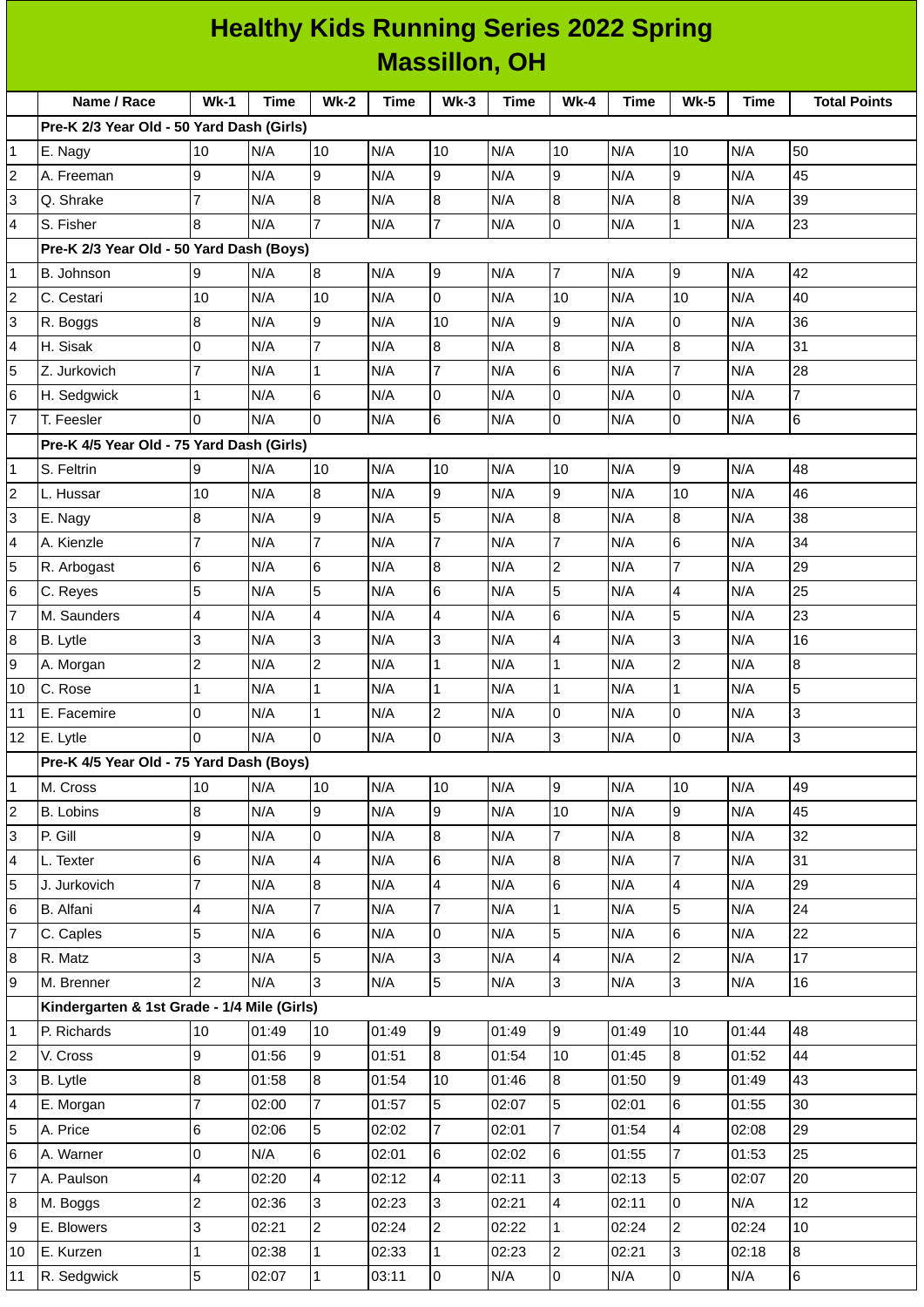# Healthy Kids Running Series 2022 Spring
## Massillon, OH

| | Name / Race | Wk-1 | Time | Wk-2 | Time | Wk-3 | Time | Wk-4 | Time | Wk-5 | Time | Total Points |
|---|---|---|---|---|---|---|---|---|---|---|---|---|
| | **Pre-K 2/3 Year Old - 50 Yard Dash (Girls)** | | | | | | | | | | | |
| 1 | E. Nagy | 10 | N/A | 10 | N/A | 10 | N/A | 10 | N/A | 10 | N/A | 50 |
| 2 | A. Freeman | 9 | N/A | 9 | N/A | 9 | N/A | 9 | N/A | 9 | N/A | 45 |
| 3 | Q. Shrake | 7 | N/A | 8 | N/A | 8 | N/A | 8 | N/A | 8 | N/A | 39 |
| 4 | S. Fisher | 8 | N/A | 7 | N/A | 7 | N/A | 0 | N/A | 1 | N/A | 23 |
| | **Pre-K 2/3 Year Old - 50 Yard Dash (Boys)** | | | | | | | | | | | |
| 1 | B. Johnson | 9 | N/A | 8 | N/A | 9 | N/A | 7 | N/A | 9 | N/A | 42 |
| 2 | C. Cestari | 10 | N/A | 10 | N/A | 0 | N/A | 10 | N/A | 10 | N/A | 40 |
| 3 | R. Boggs | 8 | N/A | 9 | N/A | 10 | N/A | 9 | N/A | 0 | N/A | 36 |
| 4 | H. Sisak | 0 | N/A | 7 | N/A | 8 | N/A | 8 | N/A | 8 | N/A | 31 |
| 5 | Z. Jurkovich | 7 | N/A | 1 | N/A | 7 | N/A | 6 | N/A | 7 | N/A | 28 |
| 6 | H. Sedgwick | 1 | N/A | 6 | N/A | 0 | N/A | 0 | N/A | 0 | N/A | 7 |
| 7 | T. Feesler | 0 | N/A | 0 | N/A | 6 | N/A | 0 | N/A | 0 | N/A | 6 |
| | **Pre-K 4/5 Year Old - 75 Yard Dash (Girls)** | | | | | | | | | | | |
| 1 | S. Feltrin | 9 | N/A | 10 | N/A | 10 | N/A | 10 | N/A | 9 | N/A | 48 |
| 2 | L. Hussar | 10 | N/A | 8 | N/A | 9 | N/A | 9 | N/A | 10 | N/A | 46 |
| 3 | E. Nagy | 8 | N/A | 9 | N/A | 5 | N/A | 8 | N/A | 8 | N/A | 38 |
| 4 | A. Kienzle | 7 | N/A | 7 | N/A | 7 | N/A | 7 | N/A | 6 | N/A | 34 |
| 5 | R. Arbogast | 6 | N/A | 6 | N/A | 8 | N/A | 2 | N/A | 7 | N/A | 29 |
| 6 | C. Reyes | 5 | N/A | 5 | N/A | 6 | N/A | 5 | N/A | 4 | N/A | 25 |
| 7 | M. Saunders | 4 | N/A | 4 | N/A | 4 | N/A | 6 | N/A | 5 | N/A | 23 |
| 8 | B. Lytle | 3 | N/A | 3 | N/A | 3 | N/A | 4 | N/A | 3 | N/A | 16 |
| 9 | A. Morgan | 2 | N/A | 2 | N/A | 1 | N/A | 1 | N/A | 2 | N/A | 8 |
| 10 | C. Rose | 1 | N/A | 1 | N/A | 1 | N/A | 1 | N/A | 1 | N/A | 5 |
| 11 | E. Facemire | 0 | N/A | 1 | N/A | 2 | N/A | 0 | N/A | 0 | N/A | 3 |
| 12 | E. Lytle | 0 | N/A | 0 | N/A | 0 | N/A | 3 | N/A | 0 | N/A | 3 |
| | **Pre-K 4/5 Year Old - 75 Yard Dash (Boys)** | | | | | | | | | | | |
| 1 | M. Cross | 10 | N/A | 10 | N/A | 10 | N/A | 9 | N/A | 10 | N/A | 49 |
| 2 | B. Lobins | 8 | N/A | 9 | N/A | 9 | N/A | 10 | N/A | 9 | N/A | 45 |
| 3 | P. Gill | 9 | N/A | 0 | N/A | 8 | N/A | 7 | N/A | 8 | N/A | 32 |
| 4 | L. Texter | 6 | N/A | 4 | N/A | 6 | N/A | 8 | N/A | 7 | N/A | 31 |
| 5 | J. Jurkovich | 7 | N/A | 8 | N/A | 4 | N/A | 6 | N/A | 4 | N/A | 29 |
| 6 | B. Alfani | 4 | N/A | 7 | N/A | 7 | N/A | 1 | N/A | 5 | N/A | 24 |
| 7 | C. Caples | 5 | N/A | 6 | N/A | 0 | N/A | 5 | N/A | 6 | N/A | 22 |
| 8 | R. Matz | 3 | N/A | 5 | N/A | 3 | N/A | 4 | N/A | 2 | N/A | 17 |
| 9 | M. Brenner | 2 | N/A | 3 | N/A | 5 | N/A | 3 | N/A | 3 | N/A | 16 |
| | **Kindergarten & 1st Grade - 1/4 Mile (Girls)** | | | | | | | | | | | |
| 1 | P. Richards | 10 | 01:49 | 10 | 01:49 | 9 | 01:49 | 9 | 01:49 | 10 | 01:44 | 48 |
| 2 | V. Cross | 9 | 01:56 | 9 | 01:51 | 8 | 01:54 | 10 | 01:45 | 8 | 01:52 | 44 |
| 3 | B. Lytle | 8 | 01:58 | 8 | 01:54 | 10 | 01:46 | 8 | 01:50 | 9 | 01:49 | 43 |
| 4 | E. Morgan | 7 | 02:00 | 7 | 01:57 | 5 | 02:07 | 5 | 02:01 | 6 | 01:55 | 30 |
| 5 | A. Price | 6 | 02:06 | 5 | 02:02 | 7 | 02:01 | 7 | 01:54 | 4 | 02:08 | 29 |
| 6 | A. Warner | 0 | N/A | 6 | 02:01 | 6 | 02:02 | 6 | 01:55 | 7 | 01:53 | 25 |
| 7 | A. Paulson | 4 | 02:20 | 4 | 02:12 | 4 | 02:11 | 3 | 02:13 | 5 | 02:07 | 20 |
| 8 | M. Boggs | 2 | 02:36 | 3 | 02:23 | 3 | 02:21 | 4 | 02:11 | 0 | N/A | 12 |
| 9 | E. Blowers | 3 | 02:21 | 2 | 02:24 | 2 | 02:22 | 1 | 02:24 | 2 | 02:24 | 10 |
| 10 | E. Kurzen | 1 | 02:38 | 1 | 02:33 | 1 | 02:23 | 2 | 02:21 | 3 | 02:18 | 8 |
| 11 | R. Sedgwick | 5 | 02:07 | 1 | 03:11 | 0 | N/A | 0 | N/A | 0 | N/A | 6 |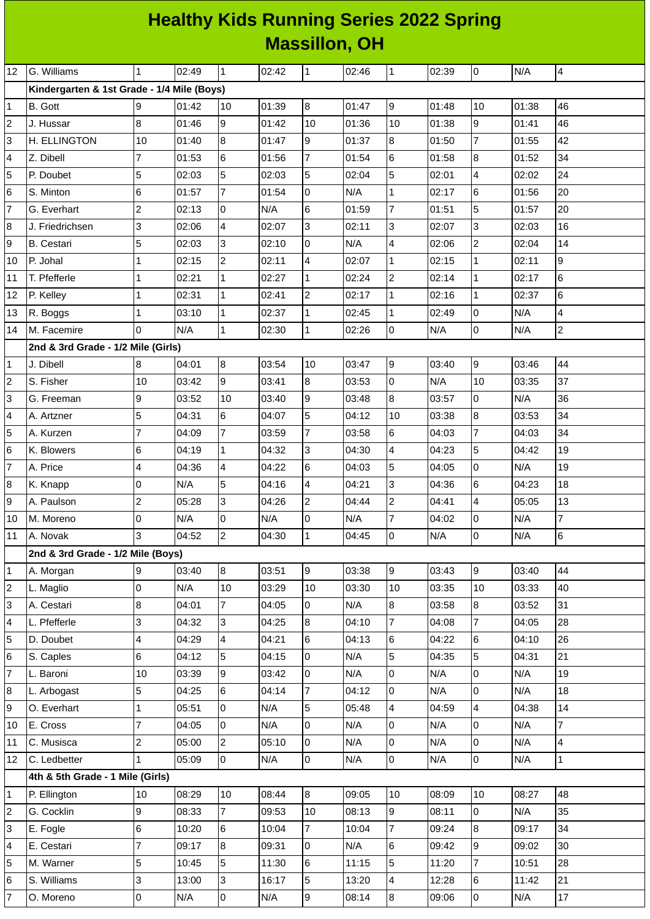# Healthy Kids Running Series 2022 Spring
## Massillon, OH

| | | | | | | | | | | | | |
|---|---|---|---|---|---|---|---|---|---|---|---|---|
| 12 | G. Williams | 1 | 02:49 | 1 | 02:42 | 1 | 02:46 | 1 | 02:39 | 0 | N/A | 4 |
| | **Kindergarten & 1st Grade - 1/4 Mile (Boys)** | | | | | | | | | | | |
| 1 | B. Gott | 9 | 01:42 | 10 | 01:39 | 8 | 01:47 | 9 | 01:48 | 10 | 01:38 | 46 |
| 2 | J. Hussar | 8 | 01:46 | 9 | 01:42 | 10 | 01:36 | 10 | 01:38 | 9 | 01:41 | 46 |
| 3 | H. ELLINGTON | 10 | 01:40 | 8 | 01:47 | 9 | 01:37 | 8 | 01:50 | 7 | 01:55 | 42 |
| 4 | Z. Dibell | 7 | 01:53 | 6 | 01:56 | 7 | 01:54 | 6 | 01:58 | 8 | 01:52 | 34 |
| 5 | P. Doubet | 5 | 02:03 | 5 | 02:03 | 5 | 02:04 | 5 | 02:01 | 4 | 02:02 | 24 |
| 6 | S. Minton | 6 | 01:57 | 7 | 01:54 | 0 | N/A | 1 | 02:17 | 6 | 01:56 | 20 |
| 7 | G. Everhart | 2 | 02:13 | 0 | N/A | 6 | 01:59 | 7 | 01:51 | 5 | 01:57 | 20 |
| 8 | J. Friedrichsen | 3 | 02:06 | 4 | 02:07 | 3 | 02:11 | 3 | 02:07 | 3 | 02:03 | 16 |
| 9 | B. Cestari | 5 | 02:03 | 3 | 02:10 | 0 | N/A | 4 | 02:06 | 2 | 02:04 | 14 |
| 10 | P. Johal | 1 | 02:15 | 2 | 02:11 | 4 | 02:07 | 1 | 02:15 | 1 | 02:11 | 9 |
| 11 | T. Pfefferle | 1 | 02:21 | 1 | 02:27 | 1 | 02:24 | 2 | 02:14 | 1 | 02:17 | 6 |
| 12 | P. Kelley | 1 | 02:31 | 1 | 02:41 | 2 | 02:17 | 1 | 02:16 | 1 | 02:37 | 6 |
| 13 | R. Boggs | 1 | 03:10 | 1 | 02:37 | 1 | 02:45 | 1 | 02:49 | 0 | N/A | 4 |
| 14 | M. Facemire | 0 | N/A | 1 | 02:30 | 1 | 02:26 | 0 | N/A | 0 | N/A | 2 |
| | **2nd & 3rd Grade - 1/2 Mile (Girls)** | | | | | | | | | | | |
| 1 | J. Dibell | 8 | 04:01 | 8 | 03:54 | 10 | 03:47 | 9 | 03:40 | 9 | 03:46 | 44 |
| 2 | S. Fisher | 10 | 03:42 | 9 | 03:41 | 8 | 03:53 | 0 | N/A | 10 | 03:35 | 37 |
| 3 | G. Freeman | 9 | 03:52 | 10 | 03:40 | 9 | 03:48 | 8 | 03:57 | 0 | N/A | 36 |
| 4 | A. Artzner | 5 | 04:31 | 6 | 04:07 | 5 | 04:12 | 10 | 03:38 | 8 | 03:53 | 34 |
| 5 | A. Kurzen | 7 | 04:09 | 7 | 03:59 | 7 | 03:58 | 6 | 04:03 | 7 | 04:03 | 34 |
| 6 | K. Blowers | 6 | 04:19 | 1 | 04:32 | 3 | 04:30 | 4 | 04:23 | 5 | 04:42 | 19 |
| 7 | A. Price | 4 | 04:36 | 4 | 04:22 | 6 | 04:03 | 5 | 04:05 | 0 | N/A | 19 |
| 8 | K. Knapp | 0 | N/A | 5 | 04:16 | 4 | 04:21 | 3 | 04:36 | 6 | 04:23 | 18 |
| 9 | A. Paulson | 2 | 05:28 | 3 | 04:26 | 2 | 04:44 | 2 | 04:41 | 4 | 05:05 | 13 |
| 10 | M. Moreno | 0 | N/A | 0 | N/A | 0 | N/A | 7 | 04:02 | 0 | N/A | 7 |
| 11 | A. Novak | 3 | 04:52 | 2 | 04:30 | 1 | 04:45 | 0 | N/A | 0 | N/A | 6 |
| | **2nd & 3rd Grade - 1/2 Mile (Boys)** | | | | | | | | | | | |
| 1 | A. Morgan | 9 | 03:40 | 8 | 03:51 | 9 | 03:38 | 9 | 03:43 | 9 | 03:40 | 44 |
| 2 | L. Maglio | 0 | N/A | 10 | 03:29 | 10 | 03:30 | 10 | 03:35 | 10 | 03:33 | 40 |
| 3 | A. Cestari | 8 | 04:01 | 7 | 04:05 | 0 | N/A | 8 | 03:58 | 8 | 03:52 | 31 |
| 4 | L. Pfefferle | 3 | 04:32 | 3 | 04:25 | 8 | 04:10 | 7 | 04:08 | 7 | 04:05 | 28 |
| 5 | D. Doubet | 4 | 04:29 | 4 | 04:21 | 6 | 04:13 | 6 | 04:22 | 6 | 04:10 | 26 |
| 6 | S. Caples | 6 | 04:12 | 5 | 04:15 | 0 | N/A | 5 | 04:35 | 5 | 04:31 | 21 |
| 7 | L. Baroni | 10 | 03:39 | 9 | 03:42 | 0 | N/A | 0 | N/A | 0 | N/A | 19 |
| 8 | L. Arbogast | 5 | 04:25 | 6 | 04:14 | 7 | 04:12 | 0 | N/A | 0 | N/A | 18 |
| 9 | O. Everhart | 1 | 05:51 | 0 | N/A | 5 | 05:48 | 4 | 04:59 | 4 | 04:38 | 14 |
| 10 | E. Cross | 7 | 04:05 | 0 | N/A | 0 | N/A | 0 | N/A | 0 | N/A | 7 |
| 11 | C. Musisca | 2 | 05:00 | 2 | 05:10 | 0 | N/A | 0 | N/A | 0 | N/A | 4 |
| 12 | C. Ledbetter | 1 | 05:09 | 0 | N/A | 0 | N/A | 0 | N/A | 0 | N/A | 1 |
| | **4th & 5th Grade - 1 Mile (Girls)** | | | | | | | | | | | |
| 1 | P. Ellington | 10 | 08:29 | 10 | 08:44 | 8 | 09:05 | 10 | 08:09 | 10 | 08:27 | 48 |
| 2 | G. Cocklin | 9 | 08:33 | 7 | 09:53 | 10 | 08:13 | 9 | 08:11 | 0 | N/A | 35 |
| 3 | E. Fogle | 6 | 10:20 | 6 | 10:04 | 7 | 10:04 | 7 | 09:24 | 8 | 09:17 | 34 |
| 4 | E. Cestari | 7 | 09:17 | 8 | 09:31 | 0 | N/A | 6 | 09:42 | 9 | 09:02 | 30 |
| 5 | M. Warner | 5 | 10:45 | 5 | 11:30 | 6 | 11:15 | 5 | 11:20 | 7 | 10:51 | 28 |
| 6 | S. Williams | 3 | 13:00 | 3 | 16:17 | 5 | 13:20 | 4 | 12:28 | 6 | 11:42 | 21 |
| 7 | O. Moreno | 0 | N/A | 0 | N/A | 9 | 08:14 | 8 | 09:06 | 0 | N/A | 17 |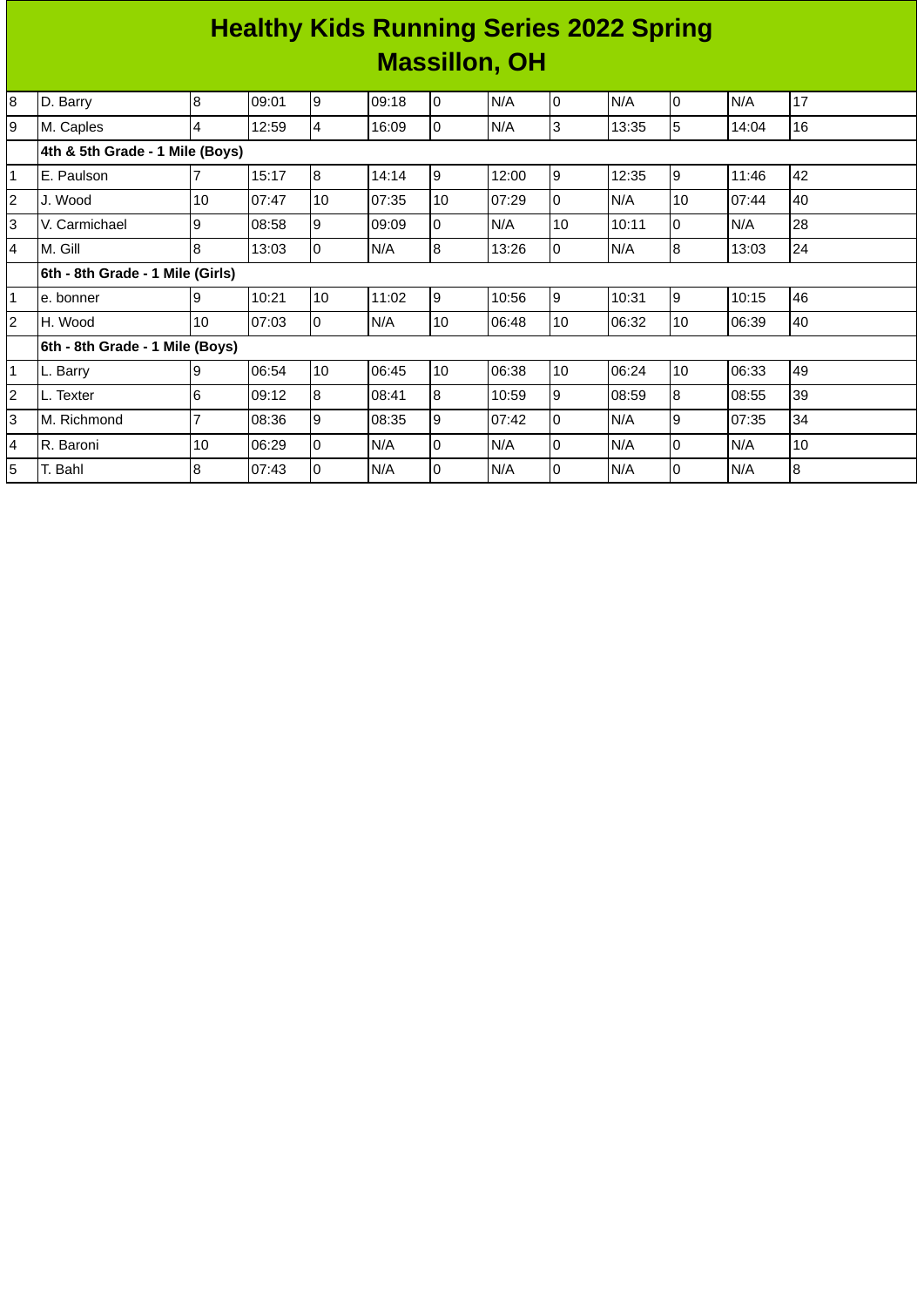# Healthy Kids Running Series 2022 Spring

## Massillon, OH

| | | | | | | | | | | | | |
|---|---|---|---|---|---|---|---|---|---|---|---|---|
| 8 | D. Barry | 8 | 09:01 | 9 | 09:18 | 0 | N/A | 0 | N/A | 0 | N/A | 17 |
| 9 | M. Caples | 4 | 12:59 | 4 | 16:09 | 0 | N/A | 3 | 13:35 | 5 | 14:04 | 16 |
| | **4th & 5th Grade - 1 Mile (Boys)** | | | | | | | | | | | |
| 1 | E. Paulson | 7 | 15:17 | 8 | 14:14 | 9 | 12:00 | 9 | 12:35 | 9 | 11:46 | 42 |
| 2 | J. Wood | 10 | 07:47 | 10 | 07:35 | 10 | 07:29 | 0 | N/A | 10 | 07:44 | 40 |
| 3 | V. Carmichael | 9 | 08:58 | 9 | 09:09 | 0 | N/A | 10 | 10:11 | 0 | N/A | 28 |
| 4 | M. Gill | 8 | 13:03 | 0 | N/A | 8 | 13:26 | 0 | N/A | 8 | 13:03 | 24 |
| | **6th - 8th Grade - 1 Mile (Girls)** | | | | | | | | | | | |
| 1 | e. bonner | 9 | 10:21 | 10 | 11:02 | 9 | 10:56 | 9 | 10:31 | 9 | 10:15 | 46 |
| 2 | H. Wood | 10 | 07:03 | 0 | N/A | 10 | 06:48 | 10 | 06:32 | 10 | 06:39 | 40 |
| | **6th - 8th Grade - 1 Mile (Boys)** | | | | | | | | | | | |
| 1 | L. Barry | 9 | 06:54 | 10 | 06:45 | 10 | 06:38 | 10 | 06:24 | 10 | 06:33 | 49 |
| 2 | L. Texter | 6 | 09:12 | 8 | 08:41 | 8 | 10:59 | 9 | 08:59 | 8 | 08:55 | 39 |
| 3 | M. Richmond | 7 | 08:36 | 9 | 08:35 | 9 | 07:42 | 0 | N/A | 9 | 07:35 | 34 |
| 4 | R. Baroni | 10 | 06:29 | 0 | N/A | 0 | N/A | 0 | N/A | 0 | N/A | 10 |
| 5 | T. Bahl | 8 | 07:43 | 0 | N/A | 0 | N/A | 0 | N/A | 0 | N/A | 8 |